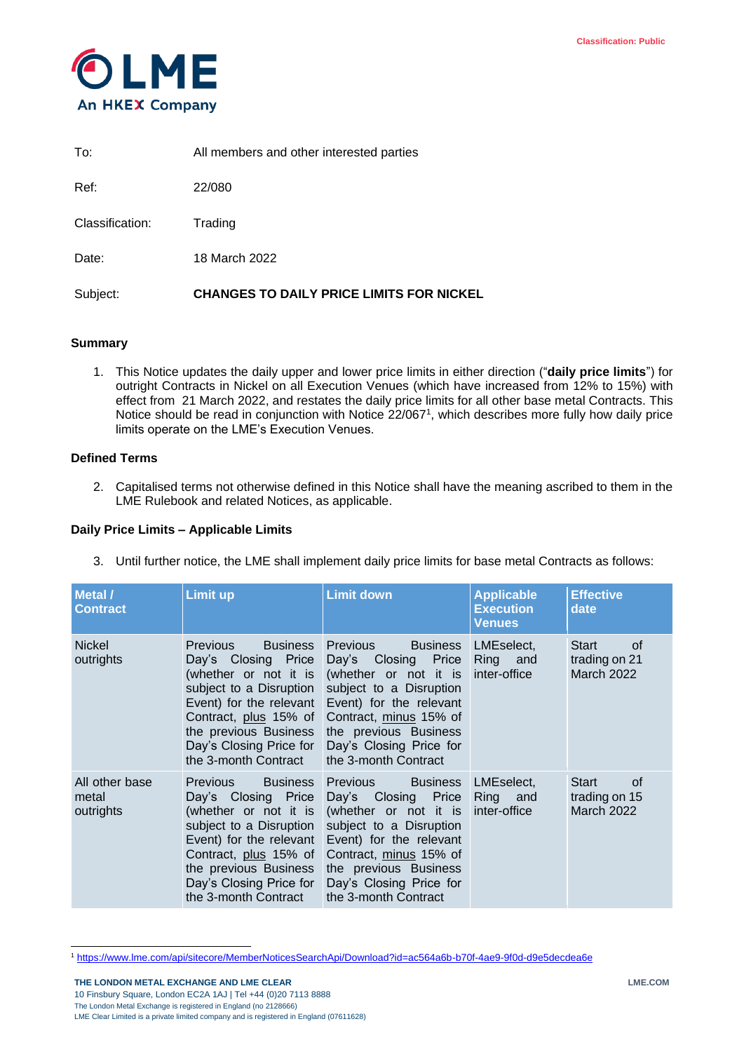Classification: Public

LME
An HKEX Company

To: All members and other interested parties

Ref: 22/080

Classification: Trading

Date: 18 March 2022

Subject: **CHANGES TO DAILY PRICE LIMITS FOR NICKEL**

### Summary

1. This Notice updates the daily upper and lower price limits in either direction ("**daily price limits**") for outright Contracts in Nickel on all Execution Venues (which have increased from 12% to 15%) with effect from 21 March 2022, and restates the daily price limits for all other base metal Contracts. This Notice should be read in conjunction with Notice 22/067[1], which describes more fully how daily price limits operate on the LME's Execution Venues.

### Defined Terms

2. Capitalised terms not otherwise defined in this Notice shall have the meaning ascribed to them in the LME Rulebook and related Notices, as applicable.

### Daily Price Limits – Applicable Limits

3. Until further notice, the LME shall implement daily price limits for base metal Contracts as follows:

| Metal / Contract | Limit up | Limit down | Applicable Execution Venues | Effective date |
|---|---|---|---|---|
| Nickel outrights | Previous Business Day's Closing Price (whether or not it is subject to a Disruption Event) for the relevant Contract, plus 15% of the previous Business Day's Closing Price for the 3-month Contract | Previous Business Day's Closing Price (whether or not it is subject to a Disruption Event) for the relevant Contract, minus 15% of the previous Business Day's Closing Price for the 3-month Contract | LMEselect, Ring and inter-office | Start of trading on 21 March 2022 |
| All other base metal outrights | Previous Business Day's Closing Price (whether or not it is subject to a Disruption Event) for the relevant Contract, plus 15% of the previous Business Day's Closing Price for the 3-month Contract | Previous Business Day's Closing Price (whether or not it is subject to a Disruption Event) for the relevant Contract, minus 15% of the previous Business Day's Closing Price for the 3-month Contract | LMEselect, Ring and inter-office | Start of trading on 15 March 2022 |

[1] https://www.lme.com/api/sitecore/MemberNoticesSearchApi/Download?id=ac564a6b-b70f-4ae9-9f0d-d9e5decdea6e

**THE LONDON METAL EXCHANGE AND LME CLEAR**
10 Finsbury Square, London EC2A 1AJ | Tel +44 (0)20 7113 8888
The London Metal Exchange is registered in England (no 2128666)
LME Clear Limited is a private limited company and is registered in England (07611628)

LME.COM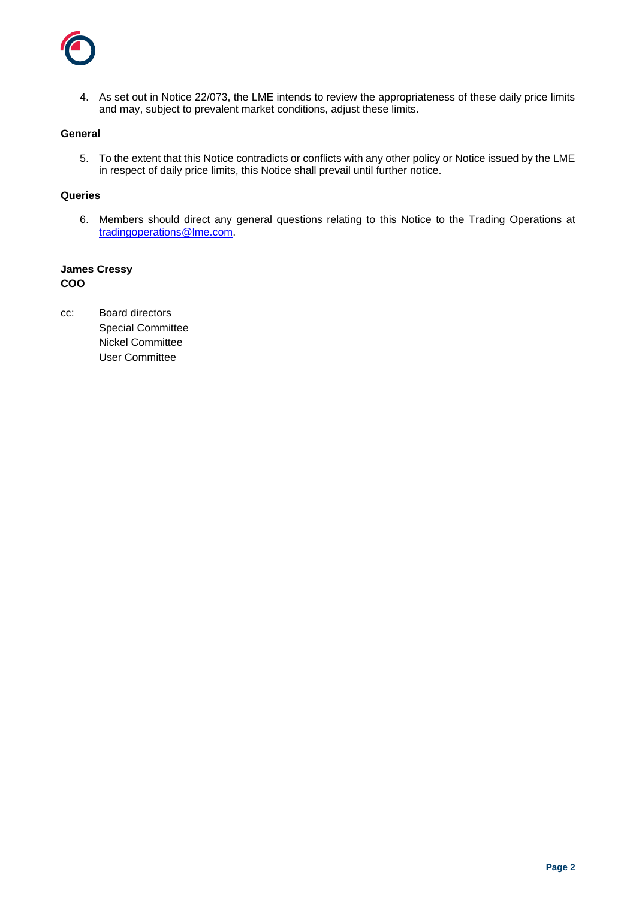4. As set out in Notice 22/073, the LME intends to review the appropriateness of these daily price limits and may, subject to prevalent market conditions, adjust these limits.

**General**

5. To the extent that this Notice contradicts or conflicts with any other policy or Notice issued by the LME in respect of daily price limits, this Notice shall prevail until further notice.

**Queries**

6. Members should direct any general questions relating to this Notice to the Trading Operations at [tradingoperations@lme.com](mailto:tradingoperations@lme.com).

**James Cressy**
**COO**

cc: Board directors
Special Committee
Nickel Committee
User Committee